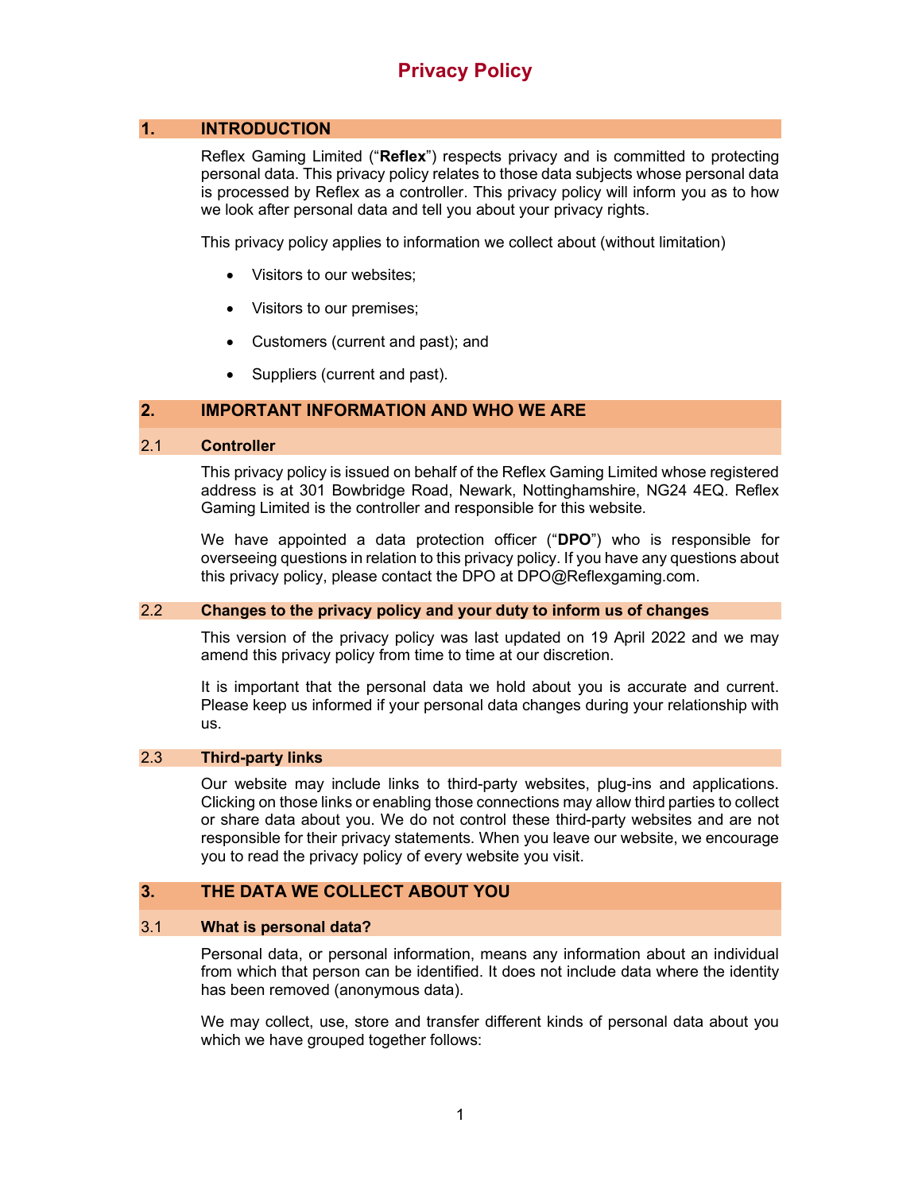# Privacy Policy

## 1. INTRODUCTION

Reflex Gaming Limited ("**Reflex**") respects privacy and is committed to protecting personal data. This privacy policy relates to those data subjects whose personal data is processed by Reflex as a controller. This privacy policy will inform you as to how we look after personal data and tell you about your privacy rights.

This privacy policy applies to information we collect about (without limitation)

- Visitors to our websites;
- Visitors to our premises;
- Customers (current and past); and
- Suppliers (current and past).

## 2. IMPORTANT INFORMATION AND WHO WE ARE

### 2.1 Controller

This privacy policy is issued on behalf of the Reflex Gaming Limited whose registered address is at 301 Bowbridge Road, Newark, Nottinghamshire, NG24 4EQ. Reflex Gaming Limited is the controller and responsible for this website.

We have appointed a data protection officer ("**DPO**") who is responsible for overseeing questions in relation to this privacy policy. If you have any questions about this privacy policy, please contact the DPO at DPO@Reflexgaming.com.

### 2.2 Changes to the privacy policy and your duty to inform us of changes

This version of the privacy policy was last updated on 19 April 2022 and we may amend this privacy policy from time to time at our discretion.

It is important that the personal data we hold about you is accurate and current. Please keep us informed if your personal data changes during your relationship with us.

### 2.3 Third-party links

Our website may include links to third-party websites, plug-ins and applications. Clicking on those links or enabling those connections may allow third parties to collect or share data about you. We do not control these third-party websites and are not responsible for their privacy statements. When you leave our website, we encourage you to read the privacy policy of every website you visit.

## 3. THE DATA WE COLLECT ABOUT YOU

### 3.1 What is personal data?

Personal data, or personal information, means any information about an individual from which that person can be identified. It does not include data where the identity has been removed (anonymous data).

We may collect, use, store and transfer different kinds of personal data about you which we have grouped together follows: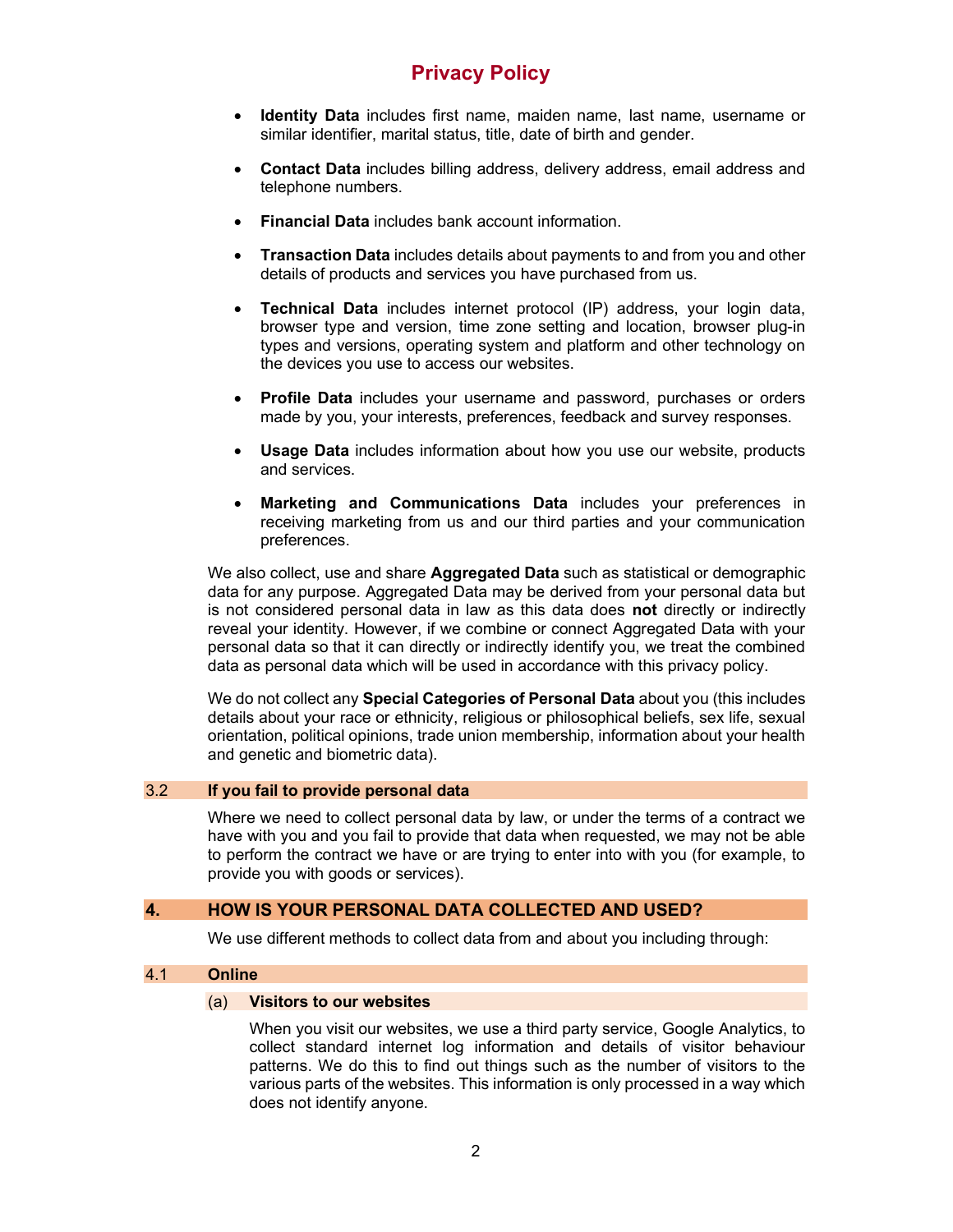- **Identity Data** includes first name, maiden name, last name, username or similar identifier, marital status, title, date of birth and gender.
- **Contact Data** includes billing address, delivery address, email address and telephone numbers.
- **Financial Data** includes bank account information.
- **Transaction Data** includes details about payments to and from you and other details of products and services you have purchased from us.
- **Technical Data** includes internet protocol (IP) address, your login data, browser type and version, time zone setting and location, browser plug-in types and versions, operating system and platform and other technology on the devices you use to access our websites.
- **Profile Data** includes your username and password, purchases or orders made by you, your interests, preferences, feedback and survey responses.
- **Usage Data** includes information about how you use our website, products and services.
- **Marketing and Communications Data** includes your preferences in receiving marketing from us and our third parties and your communication preferences.

We also collect, use and share **Aggregated Data** such as statistical or demographic data for any purpose. Aggregated Data may be derived from your personal data but is not considered personal data in law as this data does **not** directly or indirectly reveal your identity. However, if we combine or connect Aggregated Data with your personal data so that it can directly or indirectly identify you, we treat the combined data as personal data which will be used in accordance with this privacy policy.

We do not collect any **Special Categories of Personal Data** about you (this includes details about your race or ethnicity, religious or philosophical beliefs, sex life, sexual orientation, political opinions, trade union membership, information about your health and genetic and biometric data).

### 3.2 If you fail to provide personal data

Where we need to collect personal data by law, or under the terms of a contract we have with you and you fail to provide that data when requested, we may not be able to perform the contract we have or are trying to enter into with you (for example, to provide you with goods or services).

## 4. HOW IS YOUR PERSONAL DATA COLLECTED AND USED?

We use different methods to collect data from and about you including through:

### 4.1 Online

#### (a) Visitors to our websites

When you visit our websites, we use a third party service, Google Analytics, to collect standard internet log information and details of visitor behaviour patterns. We do this to find out things such as the number of visitors to the various parts of the websites. This information is only processed in a way which does not identify anyone.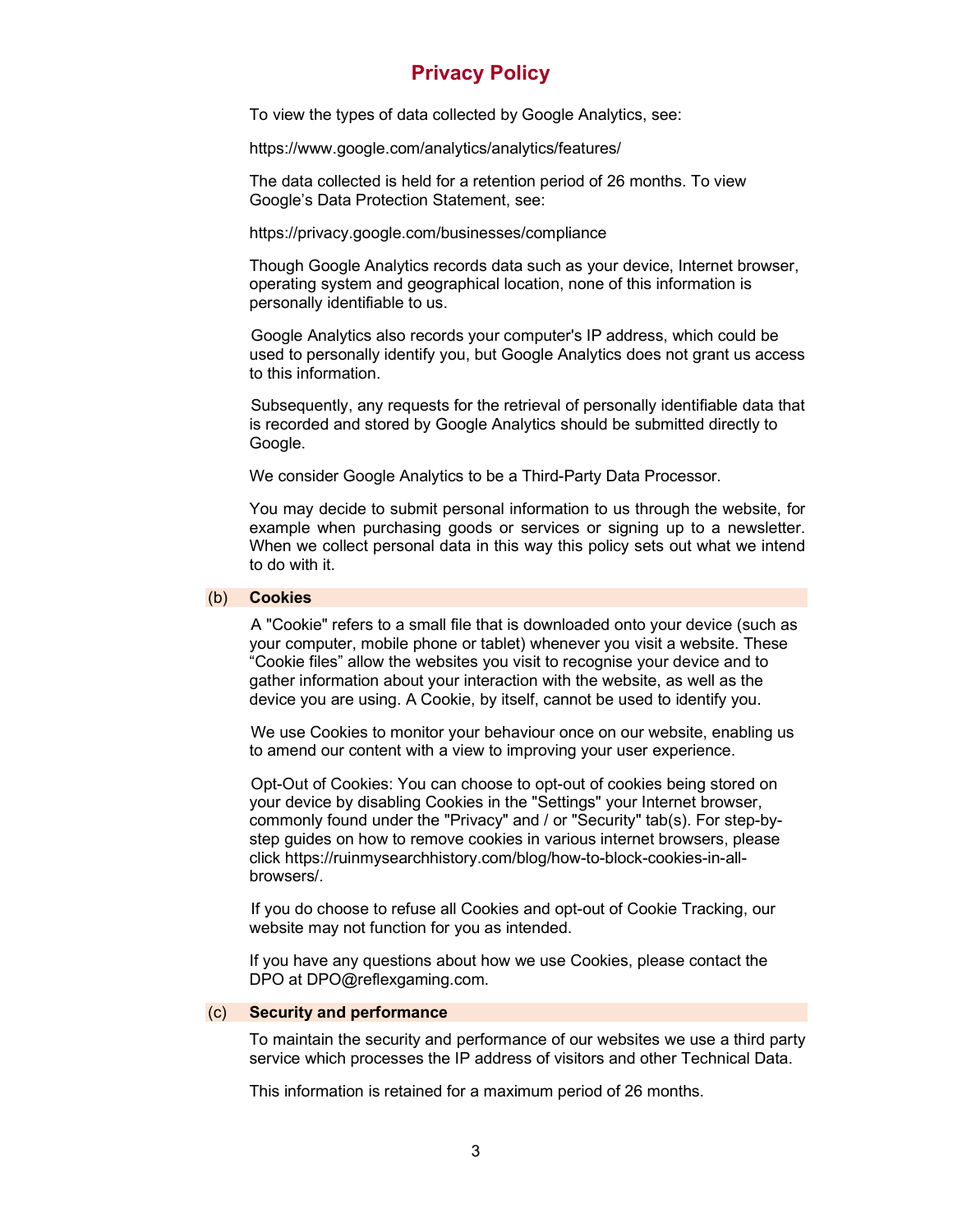To view the types of data collected by Google Analytics, see:

https://www.google.com/analytics/analytics/features/

The data collected is held for a retention period of 26 months. To view Google's Data Protection Statement, see:

https://privacy.google.com/businesses/compliance

Though Google Analytics records data such as your device, Internet browser, operating system and geographical location, none of this information is personally identifiable to us.

Google Analytics also records your computer's IP address, which could be used to personally identify you, but Google Analytics does not grant us access to this information.

Subsequently, any requests for the retrieval of personally identifiable data that is recorded and stored by Google Analytics should be submitted directly to Google.

We consider Google Analytics to be a Third-Party Data Processor.

You may decide to submit personal information to us through the website, for example when purchasing goods or services or signing up to a newsletter. When we collect personal data in this way this policy sets out what we intend to do with it.

### (b) Cookies

A "Cookie" refers to a small file that is downloaded onto your device (such as your computer, mobile phone or tablet) whenever you visit a website. These "Cookie files" allow the websites you visit to recognise your device and to gather information about your interaction with the website, as well as the device you are using. A Cookie, by itself, cannot be used to identify you.

We use Cookies to monitor your behaviour once on our website, enabling us to amend our content with a view to improving your user experience.

Opt-Out of Cookies: You can choose to opt-out of cookies being stored on your device by disabling Cookies in the "Settings" your Internet browser, commonly found under the "Privacy" and / or "Security" tab(s). For step-by-step guides on how to remove cookies in various internet browsers, please click https://ruinmysearchhistory.com/blog/how-to-block-cookies-in-all-browsers/.

If you do choose to refuse all Cookies and opt-out of Cookie Tracking, our website may not function for you as intended.

If you have any questions about how we use Cookies, please contact the DPO at DPO@reflexgaming.com.

### (c) Security and performance

To maintain the security and performance of our websites we use a third party service which processes the IP address of visitors and other Technical Data.

This information is retained for a maximum period of 26 months.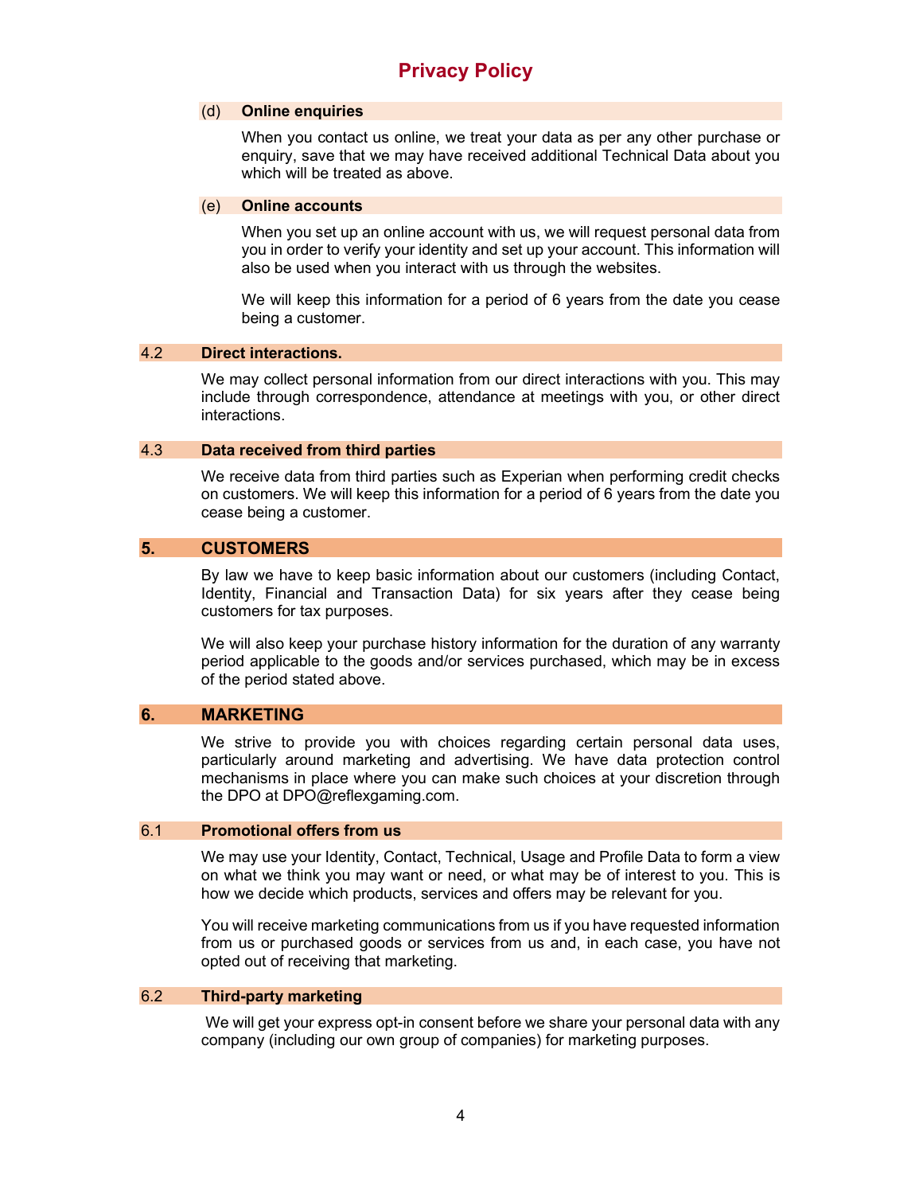#### (d) Online enquiries

When you contact us online, we treat your data as per any other purchase or enquiry, save that we may have received additional Technical Data about you which will be treated as above.

#### (e) Online accounts

When you set up an online account with us, we will request personal data from you in order to verify your identity and set up your account. This information will also be used when you interact with us through the websites.

We will keep this information for a period of 6 years from the date you cease being a customer.

### 4.2 Direct interactions.

We may collect personal information from our direct interactions with you. This may include through correspondence, attendance at meetings with you, or other direct interactions.

### 4.3 Data received from third parties

We receive data from third parties such as Experian when performing credit checks on customers. We will keep this information for a period of 6 years from the date you cease being a customer.

## 5. CUSTOMERS

By law we have to keep basic information about our customers (including Contact, Identity, Financial and Transaction Data) for six years after they cease being customers for tax purposes.

We will also keep your purchase history information for the duration of any warranty period applicable to the goods and/or services purchased, which may be in excess of the period stated above.

## 6. MARKETING

We strive to provide you with choices regarding certain personal data uses, particularly around marketing and advertising. We have data protection control mechanisms in place where you can make such choices at your discretion through the DPO at DPO@reflexgaming.com.

### 6.1 Promotional offers from us

We may use your Identity, Contact, Technical, Usage and Profile Data to form a view on what we think you may want or need, or what may be of interest to you. This is how we decide which products, services and offers may be relevant for you.

You will receive marketing communications from us if you have requested information from us or purchased goods or services from us and, in each case, you have not opted out of receiving that marketing.

### 6.2 Third-party marketing

We will get your express opt-in consent before we share your personal data with any company (including our own group of companies) for marketing purposes.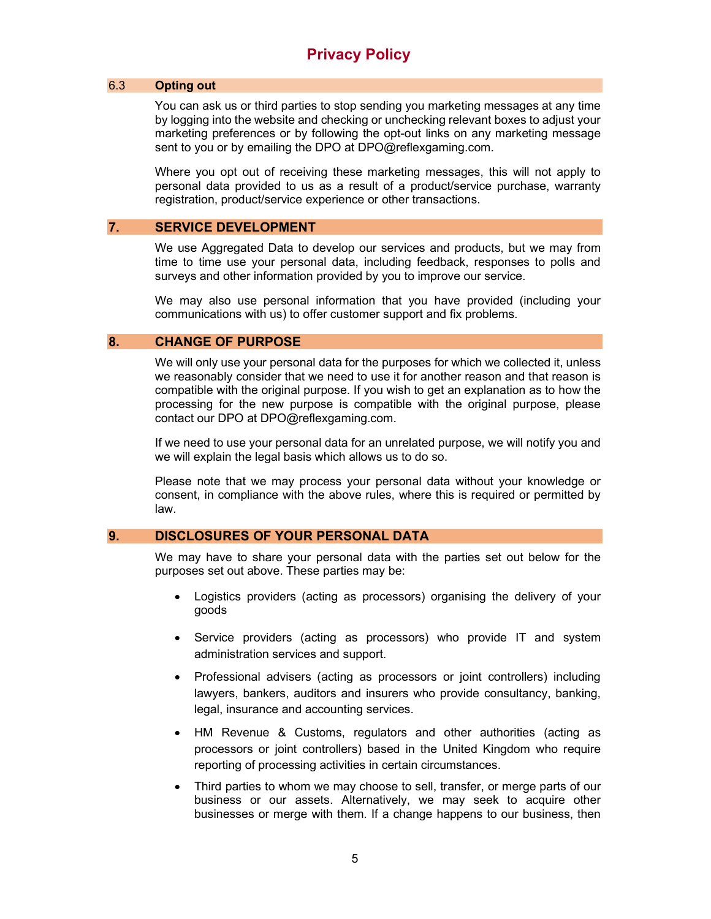### 6.3 Opting out

You can ask us or third parties to stop sending you marketing messages at any time by logging into the website and checking or unchecking relevant boxes to adjust your marketing preferences or by following the opt-out links on any marketing message sent to you or by emailing the DPO at DPO@reflexgaming.com.

Where you opt out of receiving these marketing messages, this will not apply to personal data provided to us as a result of a product/service purchase, warranty registration, product/service experience or other transactions.

## 7. SERVICE DEVELOPMENT

We use Aggregated Data to develop our services and products, but we may from time to time use your personal data, including feedback, responses to polls and surveys and other information provided by you to improve our service.

We may also use personal information that you have provided (including your communications with us) to offer customer support and fix problems.

## 8. CHANGE OF PURPOSE

We will only use your personal data for the purposes for which we collected it, unless we reasonably consider that we need to use it for another reason and that reason is compatible with the original purpose. If you wish to get an explanation as to how the processing for the new purpose is compatible with the original purpose, please contact our DPO at DPO@reflexgaming.com.

If we need to use your personal data for an unrelated purpose, we will notify you and we will explain the legal basis which allows us to do so.

Please note that we may process your personal data without your knowledge or consent, in compliance with the above rules, where this is required or permitted by law.

## 9. DISCLOSURES OF YOUR PERSONAL DATA

We may have to share your personal data with the parties set out below for the purposes set out above. These parties may be:

- Logistics providers (acting as processors) organising the delivery of your goods
- Service providers (acting as processors) who provide IT and system administration services and support.
- Professional advisers (acting as processors or joint controllers) including lawyers, bankers, auditors and insurers who provide consultancy, banking, legal, insurance and accounting services.
- HM Revenue & Customs, regulators and other authorities (acting as processors or joint controllers) based in the United Kingdom who require reporting of processing activities in certain circumstances.
- Third parties to whom we may choose to sell, transfer, or merge parts of our business or our assets. Alternatively, we may seek to acquire other businesses or merge with them. If a change happens to our business, then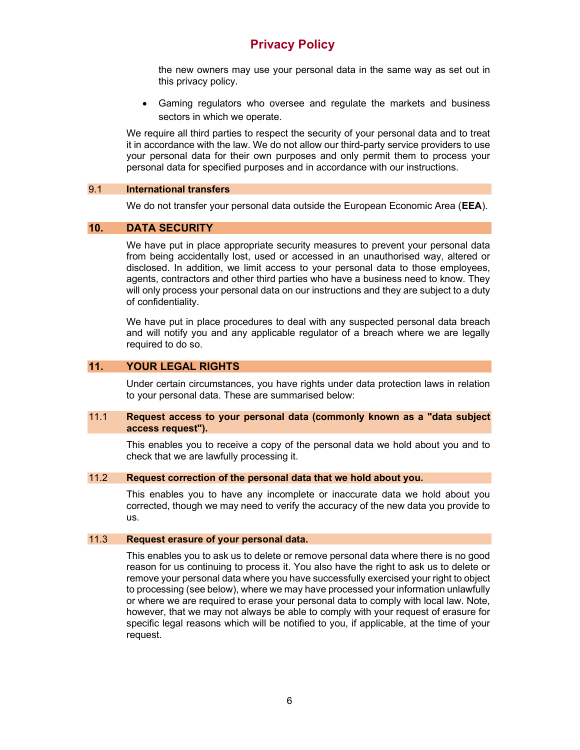the new owners may use your personal data in the same way as set out in this privacy policy.

- Gaming regulators who oversee and regulate the markets and business sectors in which we operate.

We require all third parties to respect the security of your personal data and to treat it in accordance with the law. We do not allow our third-party service providers to use your personal data for their own purposes and only permit them to process your personal data for specified purposes and in accordance with our instructions.

### 9.1 International transfers

We do not transfer your personal data outside the European Economic Area (**EEA**).

## 10. DATA SECURITY

We have put in place appropriate security measures to prevent your personal data from being accidentally lost, used or accessed in an unauthorised way, altered or disclosed. In addition, we limit access to your personal data to those employees, agents, contractors and other third parties who have a business need to know. They will only process your personal data on our instructions and they are subject to a duty of confidentiality.

We have put in place procedures to deal with any suspected personal data breach and will notify you and any applicable regulator of a breach where we are legally required to do so.

## 11. YOUR LEGAL RIGHTS

Under certain circumstances, you have rights under data protection laws in relation to your personal data. These are summarised below:

### 11.1 Request access to your personal data (commonly known as a "data subject access request").

This enables you to receive a copy of the personal data we hold about you and to check that we are lawfully processing it.

### 11.2 Request correction of the personal data that we hold about you.

This enables you to have any incomplete or inaccurate data we hold about you corrected, though we may need to verify the accuracy of the new data you provide to us.

### 11.3 Request erasure of your personal data.

This enables you to ask us to delete or remove personal data where there is no good reason for us continuing to process it. You also have the right to ask us to delete or remove your personal data where you have successfully exercised your right to object to processing (see below), where we may have processed your information unlawfully or where we are required to erase your personal data to comply with local law. Note, however, that we may not always be able to comply with your request of erasure for specific legal reasons which will be notified to you, if applicable, at the time of your request.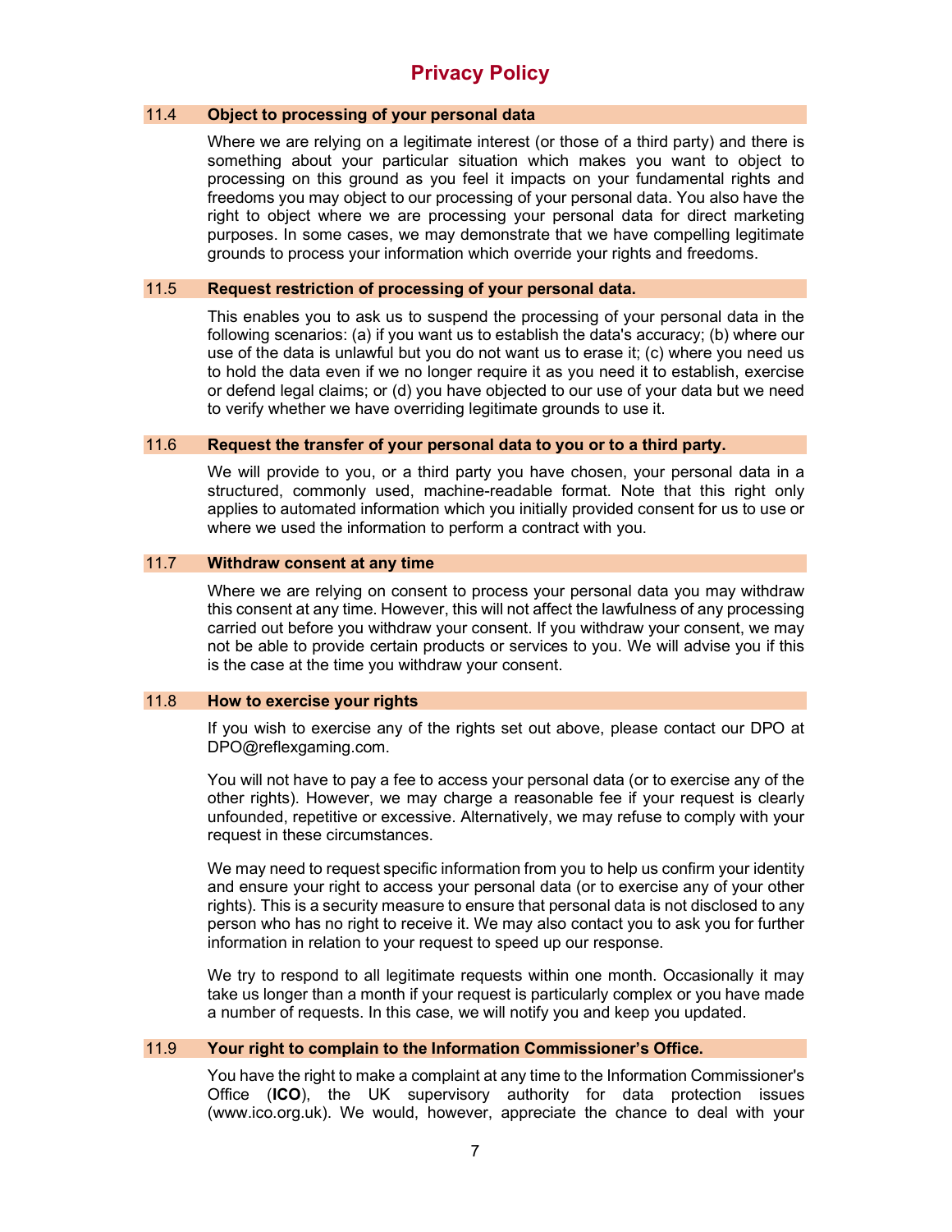### 11.4 Object to processing of your personal data

Where we are relying on a legitimate interest (or those of a third party) and there is something about your particular situation which makes you want to object to processing on this ground as you feel it impacts on your fundamental rights and freedoms you may object to our processing of your personal data. You also have the right to object where we are processing your personal data for direct marketing purposes. In some cases, we may demonstrate that we have compelling legitimate grounds to process your information which override your rights and freedoms.

### 11.5 Request restriction of processing of your personal data.

This enables you to ask us to suspend the processing of your personal data in the following scenarios: (a) if you want us to establish the data's accuracy; (b) where our use of the data is unlawful but you do not want us to erase it; (c) where you need us to hold the data even if we no longer require it as you need it to establish, exercise or defend legal claims; or (d) you have objected to our use of your data but we need to verify whether we have overriding legitimate grounds to use it.

### 11.6 Request the transfer of your personal data to you or to a third party.

We will provide to you, or a third party you have chosen, your personal data in a structured, commonly used, machine-readable format. Note that this right only applies to automated information which you initially provided consent for us to use or where we used the information to perform a contract with you.

### 11.7 Withdraw consent at any time

Where we are relying on consent to process your personal data you may withdraw this consent at any time. However, this will not affect the lawfulness of any processing carried out before you withdraw your consent. If you withdraw your consent, we may not be able to provide certain products or services to you. We will advise you if this is the case at the time you withdraw your consent.

### 11.8 How to exercise your rights

If you wish to exercise any of the rights set out above, please contact our DPO at DPO@reflexgaming.com.

You will not have to pay a fee to access your personal data (or to exercise any of the other rights). However, we may charge a reasonable fee if your request is clearly unfounded, repetitive or excessive. Alternatively, we may refuse to comply with your request in these circumstances.

We may need to request specific information from you to help us confirm your identity and ensure your right to access your personal data (or to exercise any of your other rights). This is a security measure to ensure that personal data is not disclosed to any person who has no right to receive it. We may also contact you to ask you for further information in relation to your request to speed up our response.

We try to respond to all legitimate requests within one month. Occasionally it may take us longer than a month if your request is particularly complex or you have made a number of requests. In this case, we will notify you and keep you updated.

### 11.9 Your right to complain to the Information Commissioner's Office.

You have the right to make a complaint at any time to the Information Commissioner's Office (**ICO**), the UK supervisory authority for data protection issues (www.ico.org.uk). We would, however, appreciate the chance to deal with your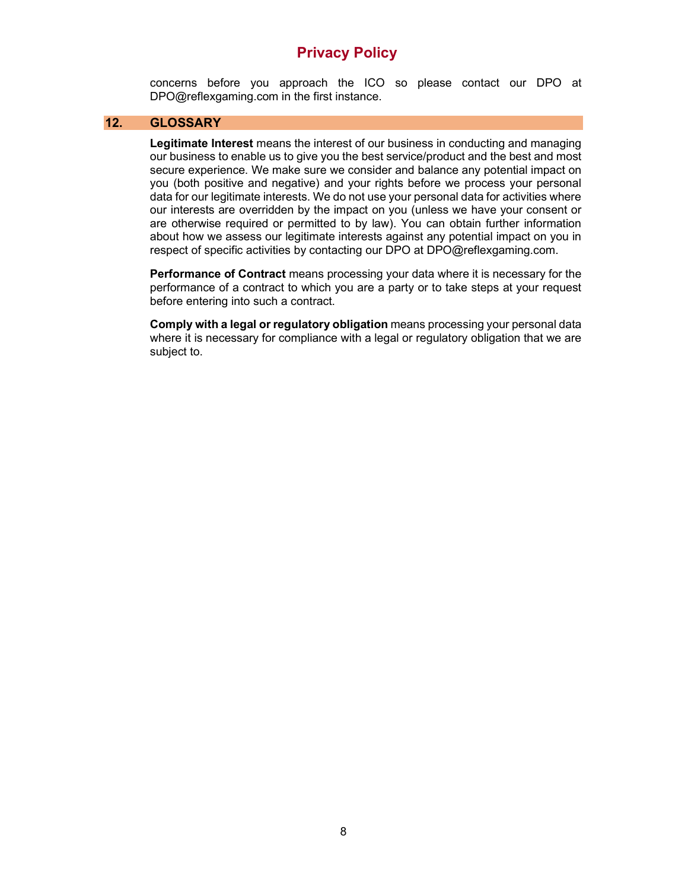concerns before you approach the ICO so please contact our DPO at DPO@reflexgaming.com in the first instance.

## 12. GLOSSARY

**Legitimate Interest** means the interest of our business in conducting and managing our business to enable us to give you the best service/product and the best and most secure experience. We make sure we consider and balance any potential impact on you (both positive and negative) and your rights before we process your personal data for our legitimate interests. We do not use your personal data for activities where our interests are overridden by the impact on you (unless we have your consent or are otherwise required or permitted to by law). You can obtain further information about how we assess our legitimate interests against any potential impact on you in respect of specific activities by contacting our DPO at DPO@reflexgaming.com.

**Performance of Contract** means processing your data where it is necessary for the performance of a contract to which you are a party or to take steps at your request before entering into such a contract.

**Comply with a legal or regulatory obligation** means processing your personal data where it is necessary for compliance with a legal or regulatory obligation that we are subject to.